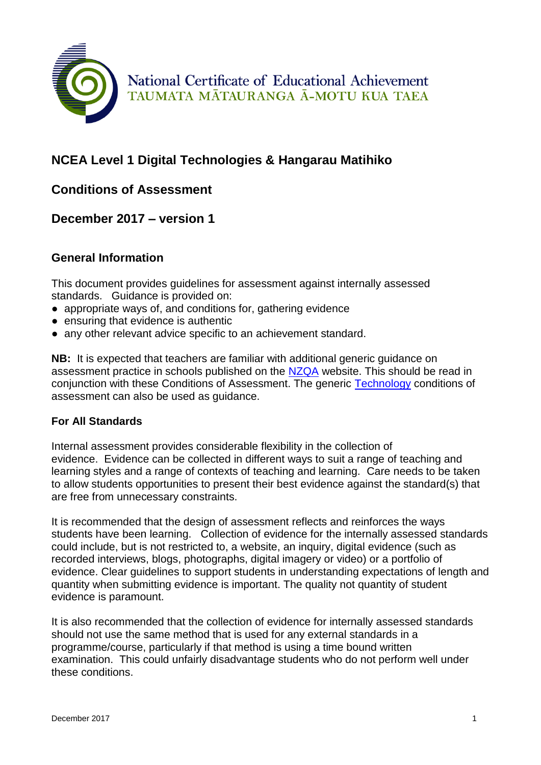National Certificate of Educational Achievement
TAUMATA MĀTAURANGA Ā-MOTU KUA TAEA

# NCEA Level 1 Digital Technologies & Hangarau Matihiko

## Conditions of Assessment

## December 2017 – version 1

### General Information

This document provides guidelines for assessment against internally assessed standards. Guidance is provided on:

- appropriate ways of, and conditions for, gathering evidence
- ensuring that evidence is authentic
- any other relevant advice specific to an achievement standard.

**NB:** It is expected that teachers are familiar with additional generic guidance on assessment practice in schools published on the NZQA website. This should be read in conjunction with these Conditions of Assessment. The generic Technology conditions of assessment can also be used as guidance.

### For All Standards

Internal assessment provides considerable flexibility in the collection of evidence. Evidence can be collected in different ways to suit a range of teaching and learning styles and a range of contexts of teaching and learning. Care needs to be taken to allow students opportunities to present their best evidence against the standard(s) that are free from unnecessary constraints.

It is recommended that the design of assessment reflects and reinforces the ways students have been learning. Collection of evidence for the internally assessed standards could include, but is not restricted to, a website, an inquiry, digital evidence (such as recorded interviews, blogs, photographs, digital imagery or video) or a portfolio of evidence. Clear guidelines to support students in understanding expectations of length and quantity when submitting evidence is important. The quality not quantity of student evidence is paramount.

It is also recommended that the collection of evidence for internally assessed standards should not use the same method that is used for any external standards in a programme/course, particularly if that method is using a time bound written examination. This could unfairly disadvantage students who do not perform well under these conditions.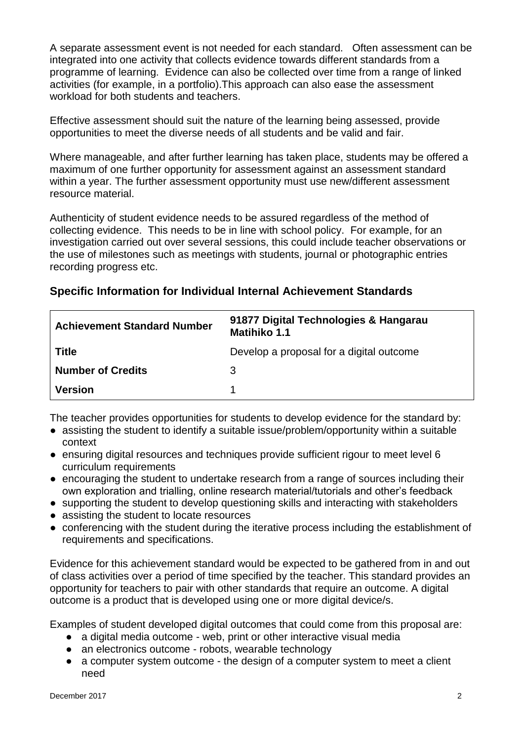A separate assessment event is not needed for each standard. Often assessment can be integrated into one activity that collects evidence towards different standards from a programme of learning. Evidence can also be collected over time from a range of linked activities (for example, in a portfolio).This approach can also ease the assessment workload for both students and teachers.

Effective assessment should suit the nature of the learning being assessed, provide opportunities to meet the diverse needs of all students and be valid and fair.

Where manageable, and after further learning has taken place, students may be offered a maximum of one further opportunity for assessment against an assessment standard within a year. The further assessment opportunity must use new/different assessment resource material.

Authenticity of student evidence needs to be assured regardless of the method of collecting evidence. This needs to be in line with school policy. For example, for an investigation carried out over several sessions, this could include teacher observations or the use of milestones such as meetings with students, journal or photographic entries recording progress etc.

## Specific Information for Individual Internal Achievement Standards

| **Achievement Standard Number** | **91877 Digital Technologies & Hangarau Matihiko 1.1** |
|---|---|
| **Title** | Develop a proposal for a digital outcome |
| **Number of Credits** | 3 |
| **Version** | 1 |

The teacher provides opportunities for students to develop evidence for the standard by:

- assisting the student to identify a suitable issue/problem/opportunity within a suitable context
- ensuring digital resources and techniques provide sufficient rigour to meet level 6 curriculum requirements
- encouraging the student to undertake research from a range of sources including their own exploration and trialling, online research material/tutorials and other's feedback
- supporting the student to develop questioning skills and interacting with stakeholders
- assisting the student to locate resources
- conferencing with the student during the iterative process including the establishment of requirements and specifications.

Evidence for this achievement standard would be expected to be gathered from in and out of class activities over a period of time specified by the teacher. This standard provides an opportunity for teachers to pair with other standards that require an outcome. A digital outcome is a product that is developed using one or more digital device/s.

Examples of student developed digital outcomes that could come from this proposal are:

- a digital media outcome - web, print or other interactive visual media
- an electronics outcome - robots, wearable technology
- a computer system outcome - the design of a computer system to meet a client need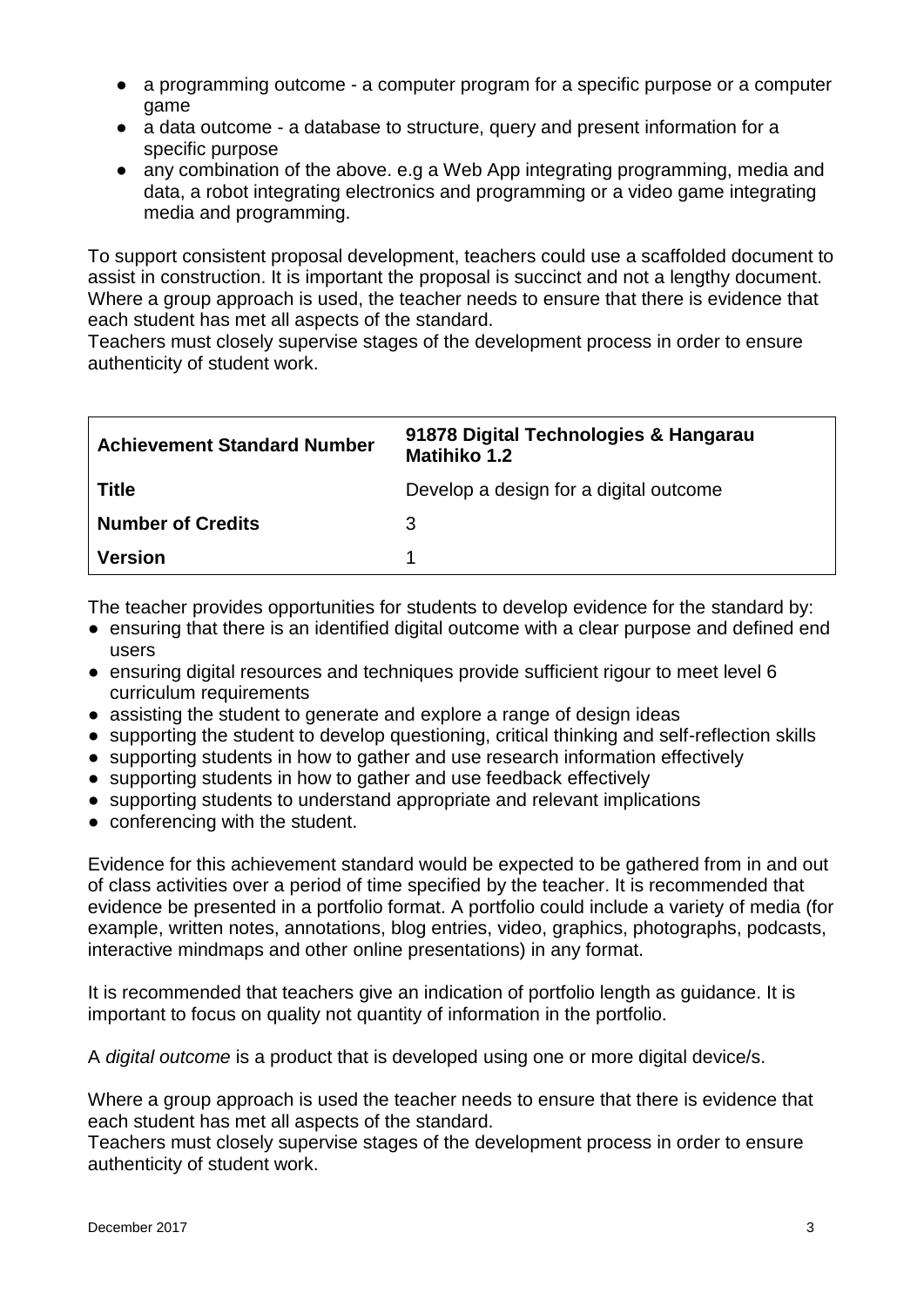- a programming outcome - a computer program for a specific purpose or a computer game
- a data outcome - a database to structure, query and present information for a specific purpose
- any combination of the above. e.g a Web App integrating programming, media and data, a robot integrating electronics and programming or a video game integrating media and programming.

To support consistent proposal development, teachers could use a scaffolded document to assist in construction. It is important the proposal is succinct and not a lengthy document. Where a group approach is used, the teacher needs to ensure that there is evidence that each student has met all aspects of the standard.
Teachers must closely supervise stages of the development process in order to ensure authenticity of student work.

| **Achievement Standard Number** | **91878 Digital Technologies & Hangarau Matihiko 1.2** |
|---|---|
| **Title** | Develop a design for a digital outcome |
| **Number of Credits** | 3 |
| **Version** | 1 |

The teacher provides opportunities for students to develop evidence for the standard by:

- ensuring that there is an identified digital outcome with a clear purpose and defined end users
- ensuring digital resources and techniques provide sufficient rigour to meet level 6 curriculum requirements
- assisting the student to generate and explore a range of design ideas
- supporting the student to develop questioning, critical thinking and self-reflection skills
- supporting students in how to gather and use research information effectively
- supporting students in how to gather and use feedback effectively
- supporting students to understand appropriate and relevant implications
- conferencing with the student.

Evidence for this achievement standard would be expected to be gathered from in and out of class activities over a period of time specified by the teacher. It is recommended that evidence be presented in a portfolio format. A portfolio could include a variety of media (for example, written notes, annotations, blog entries, video, graphics, photographs, podcasts, interactive mindmaps and other online presentations) in any format.

It is recommended that teachers give an indication of portfolio length as guidance. It is important to focus on quality not quantity of information in the portfolio.

A *digital outcome* is a product that is developed using one or more digital device/s.

Where a group approach is used the teacher needs to ensure that there is evidence that each student has met all aspects of the standard.
Teachers must closely supervise stages of the development process in order to ensure authenticity of student work.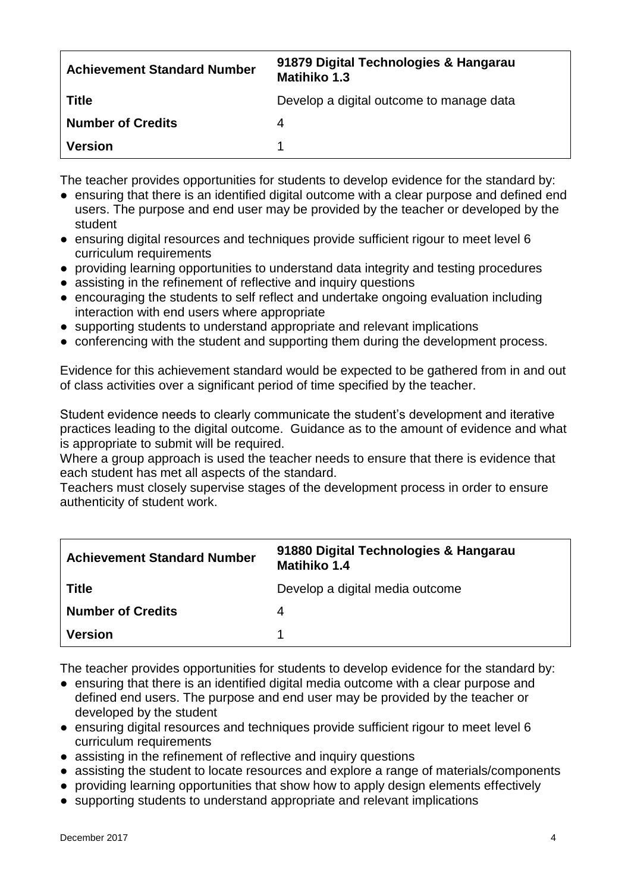| Achievement Standard Number | 91879 Digital Technologies & Hangarau Matihiko 1.3 |
|---|---|
| Title | Develop a digital outcome to manage data |
| Number of Credits | 4 |
| Version | 1 |

The teacher provides opportunities for students to develop evidence for the standard by:

- ensuring that there is an identified digital outcome with a clear purpose and defined end users. The purpose and end user may be provided by the teacher or developed by the student
- ensuring digital resources and techniques provide sufficient rigour to meet level 6 curriculum requirements
- providing learning opportunities to understand data integrity and testing procedures
- assisting in the refinement of reflective and inquiry questions
- encouraging the students to self reflect and undertake ongoing evaluation including interaction with end users where appropriate
- supporting students to understand appropriate and relevant implications
- conferencing with the student and supporting them during the development process.

Evidence for this achievement standard would be expected to be gathered from in and out of class activities over a significant period of time specified by the teacher.

Student evidence needs to clearly communicate the student's development and iterative practices leading to the digital outcome. Guidance as to the amount of evidence and what is appropriate to submit will be required.

Where a group approach is used the teacher needs to ensure that there is evidence that each student has met all aspects of the standard.

Teachers must closely supervise stages of the development process in order to ensure authenticity of student work.

| Achievement Standard Number | 91880 Digital Technologies & Hangarau Matihiko 1.4 |
|---|---|
| Title | Develop a digital media outcome |
| Number of Credits | 4 |
| Version | 1 |

The teacher provides opportunities for students to develop evidence for the standard by:

- ensuring that there is an identified digital media outcome with a clear purpose and defined end users. The purpose and end user may be provided by the teacher or developed by the student
- ensuring digital resources and techniques provide sufficient rigour to meet level 6 curriculum requirements
- assisting in the refinement of reflective and inquiry questions
- assisting the student to locate resources and explore a range of materials/components
- providing learning opportunities that show how to apply design elements effectively
- supporting students to understand appropriate and relevant implications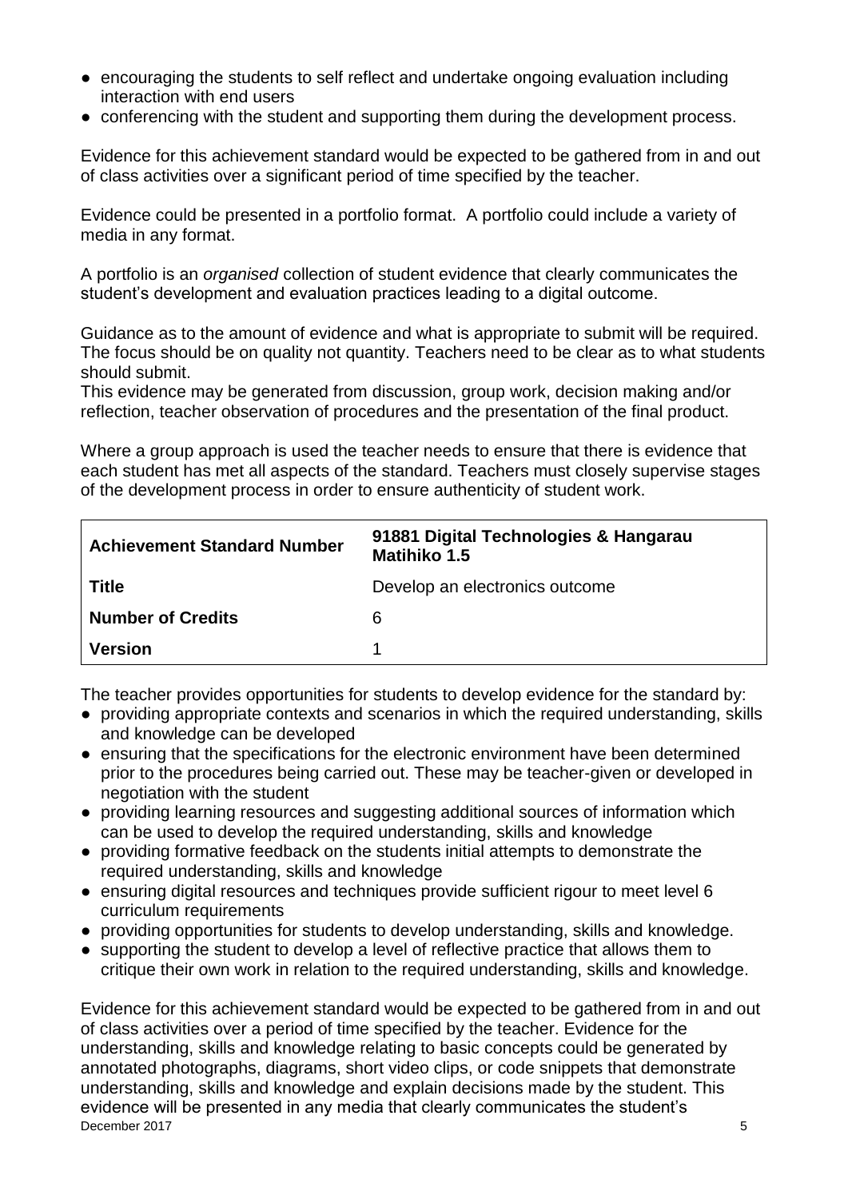- encouraging the students to self reflect and undertake ongoing evaluation including interaction with end users
- conferencing with the student and supporting them during the development process.

Evidence for this achievement standard would be expected to be gathered from in and out of class activities over a significant period of time specified by the teacher.

Evidence could be presented in a portfolio format. A portfolio could include a variety of media in any format.

A portfolio is an *organised* collection of student evidence that clearly communicates the student's development and evaluation practices leading to a digital outcome.

Guidance as to the amount of evidence and what is appropriate to submit will be required. The focus should be on quality not quantity. Teachers need to be clear as to what students should submit.
This evidence may be generated from discussion, group work, decision making and/or reflection, teacher observation of procedures and the presentation of the final product.

Where a group approach is used the teacher needs to ensure that there is evidence that each student has met all aspects of the standard. Teachers must closely supervise stages of the development process in order to ensure authenticity of student work.

| **Achievement Standard Number** | **91881 Digital Technologies & Hangarau Matihiko 1.5** |
|---|---|
| **Title** | Develop an electronics outcome |
| **Number of Credits** | 6 |
| **Version** | 1 |

The teacher provides opportunities for students to develop evidence for the standard by:

- providing appropriate contexts and scenarios in which the required understanding, skills and knowledge can be developed
- ensuring that the specifications for the electronic environment have been determined prior to the procedures being carried out. These may be teacher-given or developed in negotiation with the student
- providing learning resources and suggesting additional sources of information which can be used to develop the required understanding, skills and knowledge
- providing formative feedback on the students initial attempts to demonstrate the required understanding, skills and knowledge
- ensuring digital resources and techniques provide sufficient rigour to meet level 6 curriculum requirements
- providing opportunities for students to develop understanding, skills and knowledge.
- supporting the student to develop a level of reflective practice that allows them to critique their own work in relation to the required understanding, skills and knowledge.

Evidence for this achievement standard would be expected to be gathered from in and out of class activities over a period of time specified by the teacher. Evidence for the understanding, skills and knowledge relating to basic concepts could be generated by annotated photographs, diagrams, short video clips, or code snippets that demonstrate understanding, skills and knowledge and explain decisions made by the student. This evidence will be presented in any media that clearly communicates the student's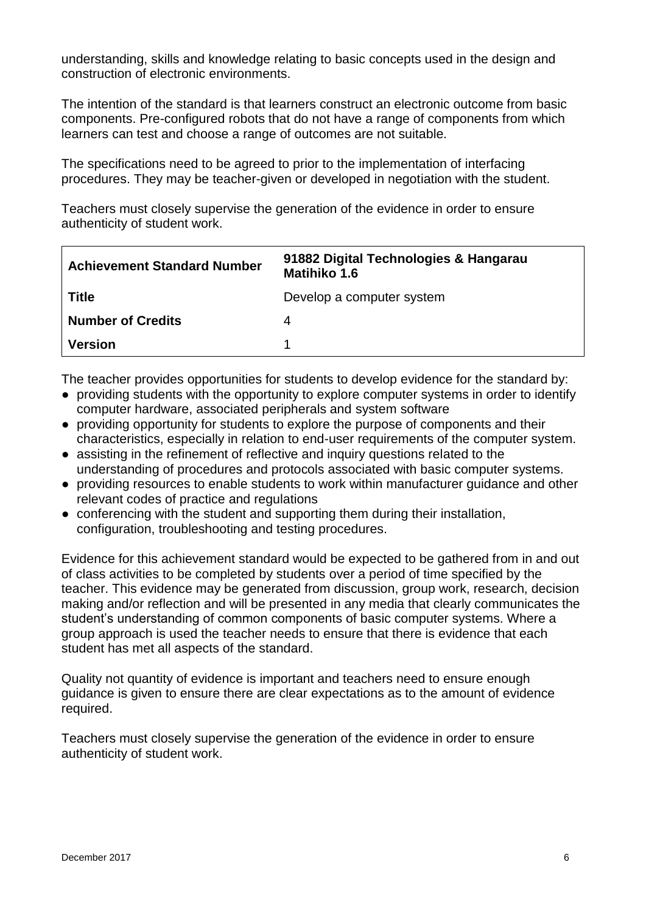understanding, skills and knowledge relating to basic concepts used in the design and construction of electronic environments.

The intention of the standard is that learners construct an electronic outcome from basic components. Pre-configured robots that do not have a range of components from which learners can test and choose a range of outcomes are not suitable.

The specifications need to be agreed to prior to the implementation of interfacing procedures. They may be teacher-given or developed in negotiation with the student.

Teachers must closely supervise the generation of the evidence in order to ensure authenticity of student work.

| **Achievement Standard Number** | **91882 Digital Technologies & Hangarau Matihiko 1.6** |
|---|---|
| **Title** | Develop a computer system |
| **Number of Credits** | 4 |
| **Version** | 1 |

The teacher provides opportunities for students to develop evidence for the standard by:

- providing students with the opportunity to explore computer systems in order to identify computer hardware, associated peripherals and system software
- providing opportunity for students to explore the purpose of components and their characteristics, especially in relation to end-user requirements of the computer system.
- assisting in the refinement of reflective and inquiry questions related to the understanding of procedures and protocols associated with basic computer systems.
- providing resources to enable students to work within manufacturer guidance and other relevant codes of practice and regulations
- conferencing with the student and supporting them during their installation, configuration, troubleshooting and testing procedures.

Evidence for this achievement standard would be expected to be gathered from in and out of class activities to be completed by students over a period of time specified by the teacher. This evidence may be generated from discussion, group work, research, decision making and/or reflection and will be presented in any media that clearly communicates the student's understanding of common components of basic computer systems. Where a group approach is used the teacher needs to ensure that there is evidence that each student has met all aspects of the standard.

Quality not quantity of evidence is important and teachers need to ensure enough guidance is given to ensure there are clear expectations as to the amount of evidence required.

Teachers must closely supervise the generation of the evidence in order to ensure authenticity of student work.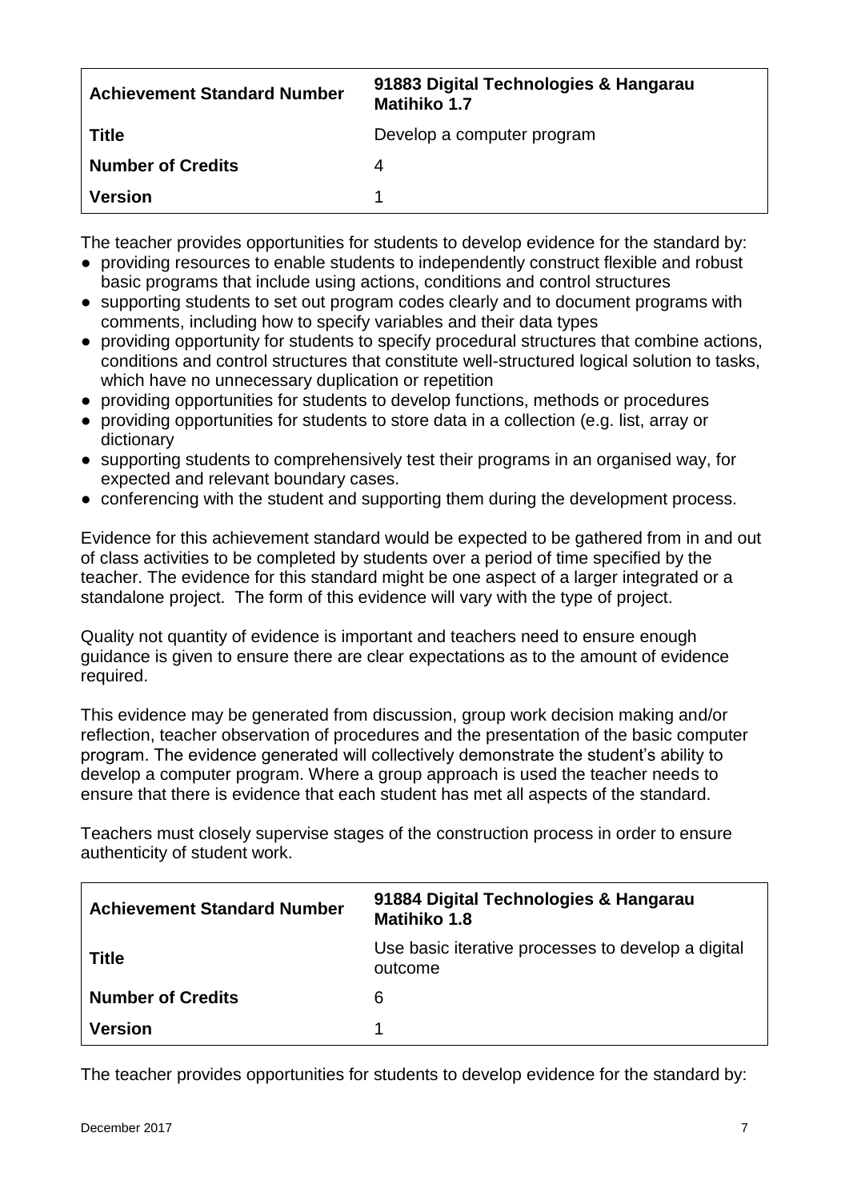| Achievement Standard Number | 91883 Digital Technologies & Hangarau Matihiko 1.7 |
| --- | --- |
| Title | Develop a computer program |
| Number of Credits | 4 |
| Version | 1 |

The teacher provides opportunities for students to develop evidence for the standard by:

- providing resources to enable students to independently construct flexible and robust basic programs that include using actions, conditions and control structures
- supporting students to set out program codes clearly and to document programs with comments, including how to specify variables and their data types
- providing opportunity for students to specify procedural structures that combine actions, conditions and control structures that constitute well-structured logical solution to tasks, which have no unnecessary duplication or repetition
- providing opportunities for students to develop functions, methods or procedures
- providing opportunities for students to store data in a collection (e.g. list, array or dictionary
- supporting students to comprehensively test their programs in an organised way, for expected and relevant boundary cases.
- conferencing with the student and supporting them during the development process.

Evidence for this achievement standard would be expected to be gathered from in and out of class activities to be completed by students over a period of time specified by the teacher. The evidence for this standard might be one aspect of a larger integrated or a standalone project. The form of this evidence will vary with the type of project.

Quality not quantity of evidence is important and teachers need to ensure enough guidance is given to ensure there are clear expectations as to the amount of evidence required.

This evidence may be generated from discussion, group work decision making and/or reflection, teacher observation of procedures and the presentation of the basic computer program. The evidence generated will collectively demonstrate the student's ability to develop a computer program. Where a group approach is used the teacher needs to ensure that there is evidence that each student has met all aspects of the standard.

Teachers must closely supervise stages of the construction process in order to ensure authenticity of student work.

| Achievement Standard Number | 91884 Digital Technologies & Hangarau Matihiko 1.8 |
| --- | --- |
| Title | Use basic iterative processes to develop a digital outcome |
| Number of Credits | 6 |
| Version | 1 |

The teacher provides opportunities for students to develop evidence for the standard by: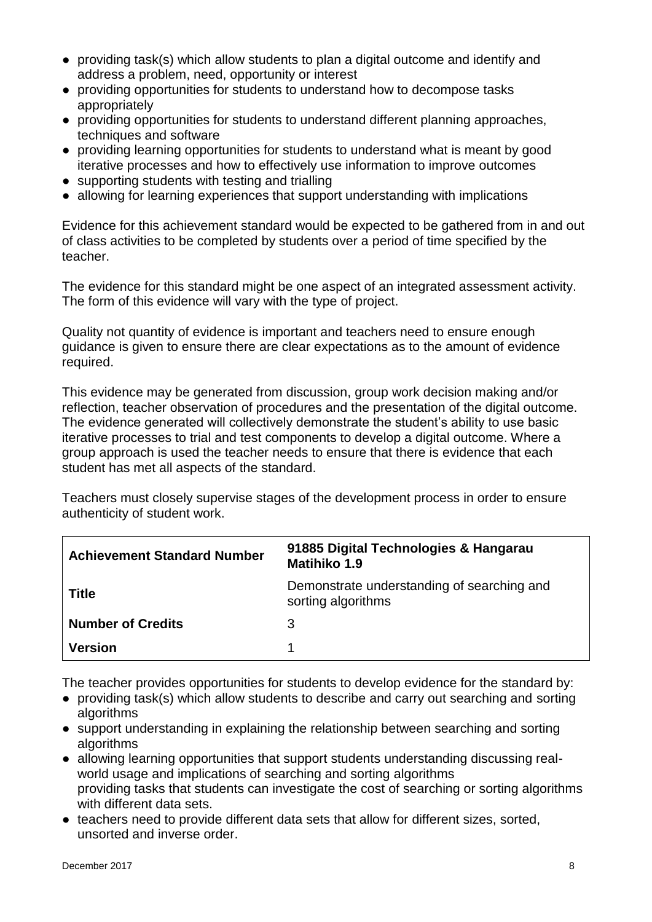- providing task(s) which allow students to plan a digital outcome and identify and address a problem, need, opportunity or interest
- providing opportunities for students to understand how to decompose tasks appropriately
- providing opportunities for students to understand different planning approaches, techniques and software
- providing learning opportunities for students to understand what is meant by good iterative processes and how to effectively use information to improve outcomes
- supporting students with testing and trialling
- allowing for learning experiences that support understanding with implications

Evidence for this achievement standard would be expected to be gathered from in and out of class activities to be completed by students over a period of time specified by the teacher.

The evidence for this standard might be one aspect of an integrated assessment activity. The form of this evidence will vary with the type of project.

Quality not quantity of evidence is important and teachers need to ensure enough guidance is given to ensure there are clear expectations as to the amount of evidence required.

This evidence may be generated from discussion, group work decision making and/or reflection, teacher observation of procedures and the presentation of the digital outcome. The evidence generated will collectively demonstrate the student's ability to use basic iterative processes to trial and test components to develop a digital outcome. Where a group approach is used the teacher needs to ensure that there is evidence that each student has met all aspects of the standard.

Teachers must closely supervise stages of the development process in order to ensure authenticity of student work.

| **Achievement Standard Number** | **91885 Digital Technologies & Hangarau Matihiko 1.9** |
|---|---|
| **Title** | Demonstrate understanding of searching and sorting algorithms |
| **Number of Credits** | 3 |
| **Version** | 1 |

The teacher provides opportunities for students to develop evidence for the standard by:

- providing task(s) which allow students to describe and carry out searching and sorting algorithms
- support understanding in explaining the relationship between searching and sorting algorithms
- allowing learning opportunities that support students understanding discussing real-world usage and implications of searching and sorting algorithms
  providing tasks that students can investigate the cost of searching or sorting algorithms with different data sets.
- teachers need to provide different data sets that allow for different sizes, sorted, unsorted and inverse order.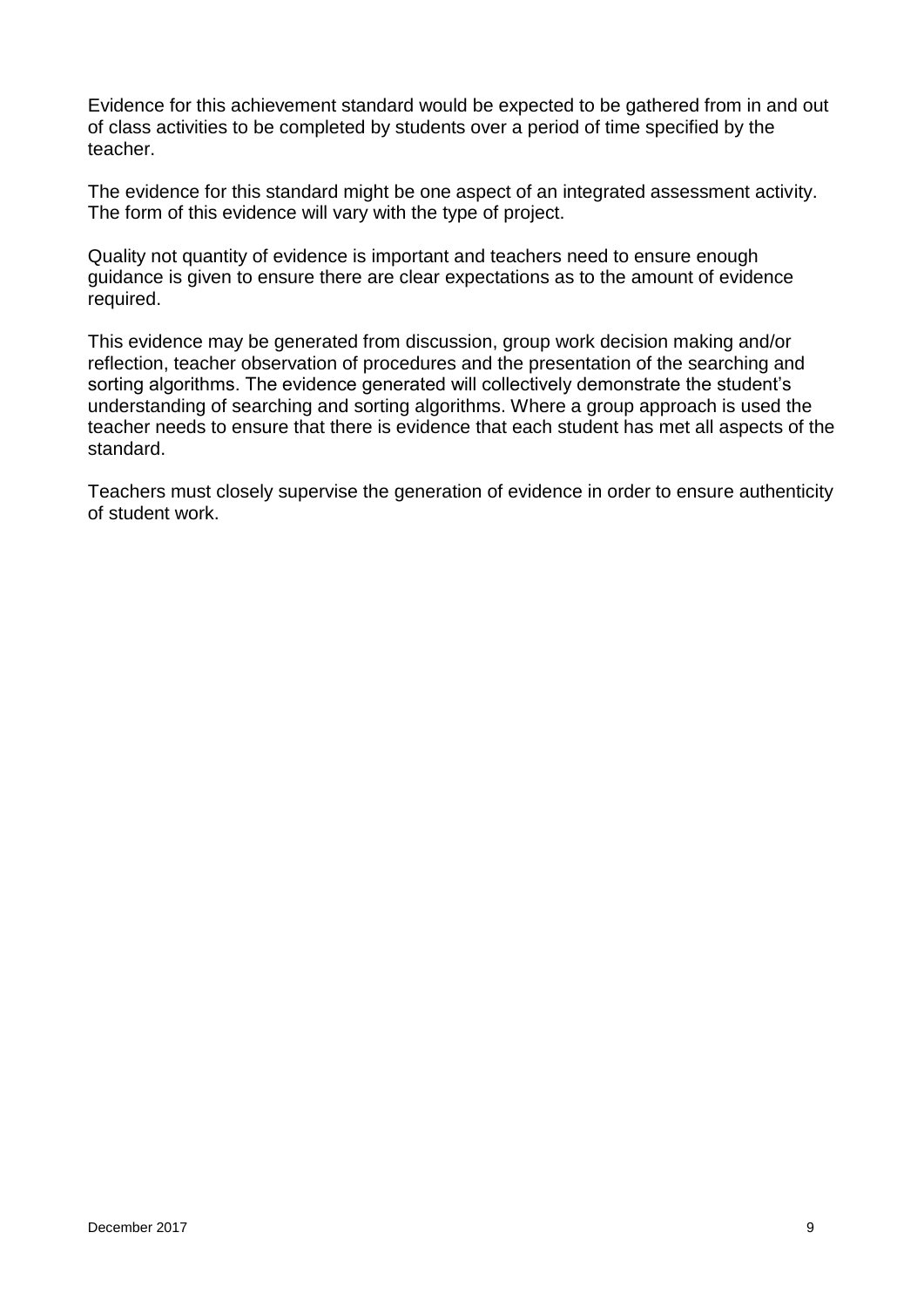Evidence for this achievement standard would be expected to be gathered from in and out of class activities to be completed by students over a period of time specified by the teacher.

The evidence for this standard might be one aspect of an integrated assessment activity. The form of this evidence will vary with the type of project.

Quality not quantity of evidence is important and teachers need to ensure enough guidance is given to ensure there are clear expectations as to the amount of evidence required.

This evidence may be generated from discussion, group work decision making and/or reflection, teacher observation of procedures and the presentation of the searching and sorting algorithms. The evidence generated will collectively demonstrate the student's understanding of searching and sorting algorithms. Where a group approach is used the teacher needs to ensure that there is evidence that each student has met all aspects of the standard.

Teachers must closely supervise the generation of evidence in order to ensure authenticity of student work.